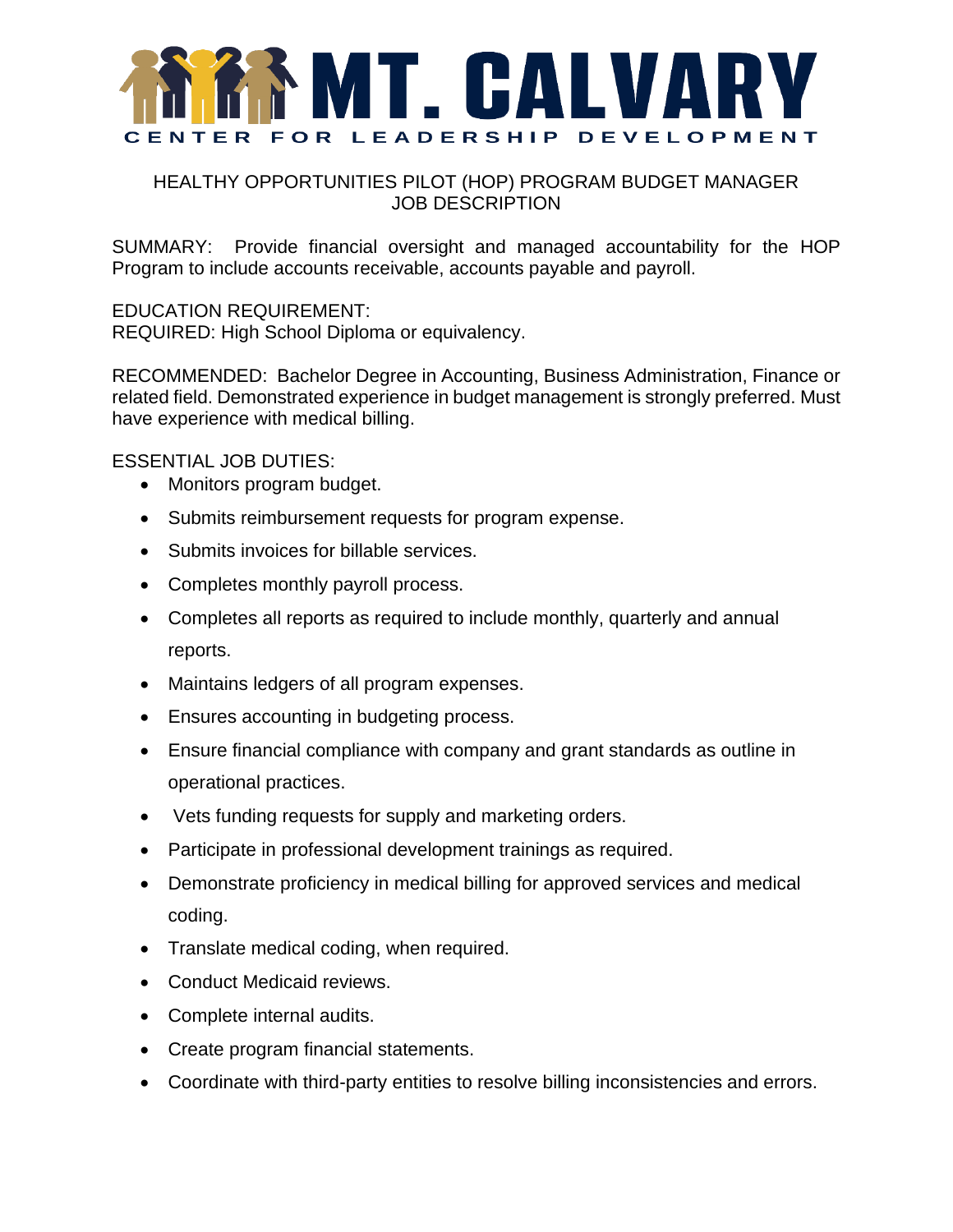# MT. CALVARY

CENTER FOR LEADERSHIP DEVELOPMENT

## HEALTHY OPPORTUNITIES PILOT (HOP) PROGRAM BUDGET MANAGER JOB DESCRIPTION

SUMMARY: Provide financial oversight and managed accountability for the HOP Program to include accounts receivable, accounts payable and payroll.

EDUCATION REQUIREMENT:
REQUIRED: High School Diploma or equivalency.

RECOMMENDED: Bachelor Degree in Accounting, Business Administration, Finance or related field. Demonstrated experience in budget management is strongly preferred. Must have experience with medical billing.

ESSENTIAL JOB DUTIES:

- Monitors program budget.
- Submits reimbursement requests for program expense.
- Submits invoices for billable services.
- Completes monthly payroll process.
- Completes all reports as required to include monthly, quarterly and annual reports.
- Maintains ledgers of all program expenses.
- Ensures accounting in budgeting process.
- Ensure financial compliance with company and grant standards as outline in operational practices.
- Vets funding requests for supply and marketing orders.
- Participate in professional development trainings as required.
- Demonstrate proficiency in medical billing for approved services and medical coding.
- Translate medical coding, when required.
- Conduct Medicaid reviews.
- Complete internal audits.
- Create program financial statements.
- Coordinate with third-party entities to resolve billing inconsistencies and errors.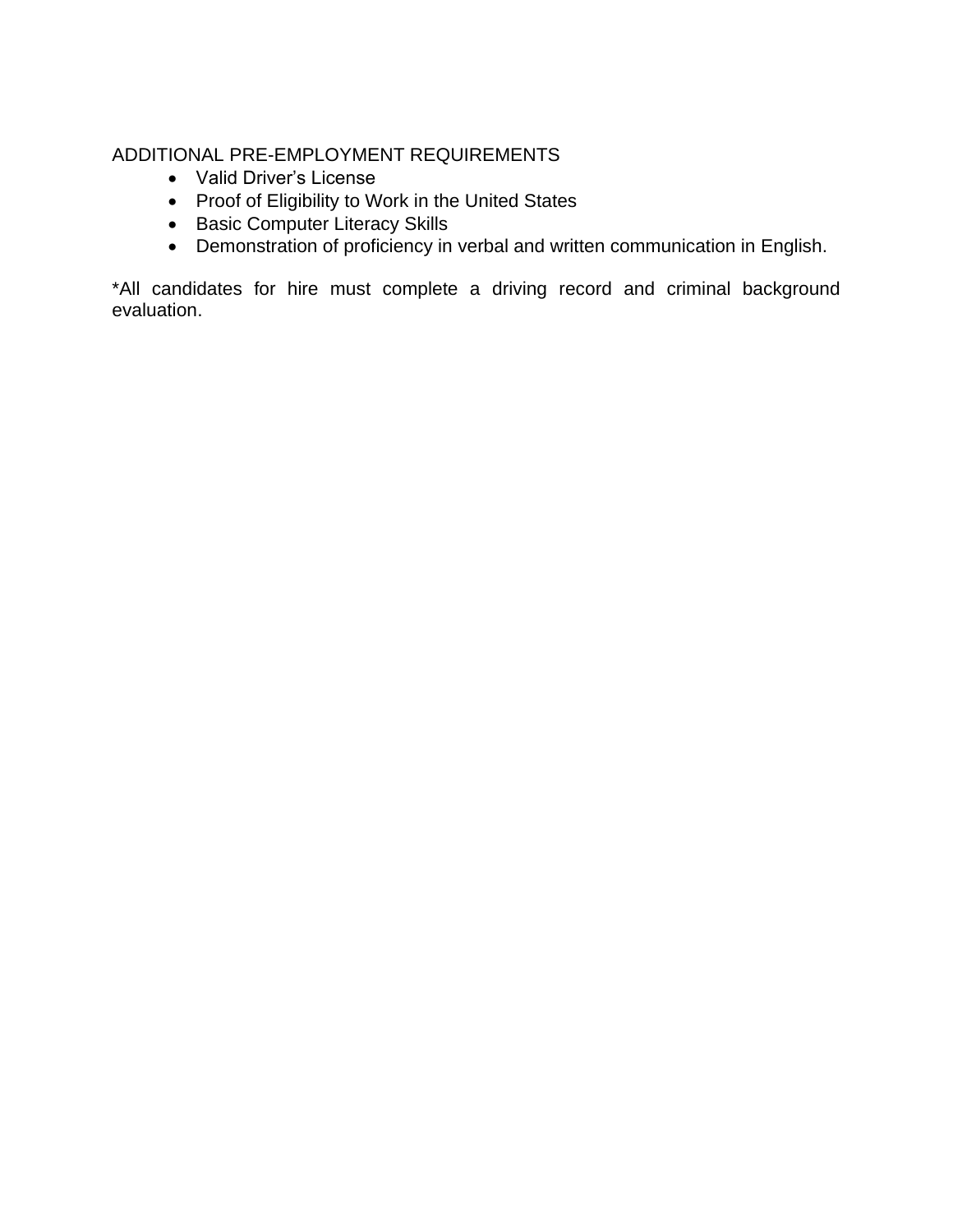ADDITIONAL PRE-EMPLOYMENT REQUIREMENTS

- Valid Driver's License
- Proof of Eligibility to Work in the United States
- Basic Computer Literacy Skills
- Demonstration of proficiency in verbal and written communication in English.

*All candidates for hire must complete a driving record and criminal background evaluation.